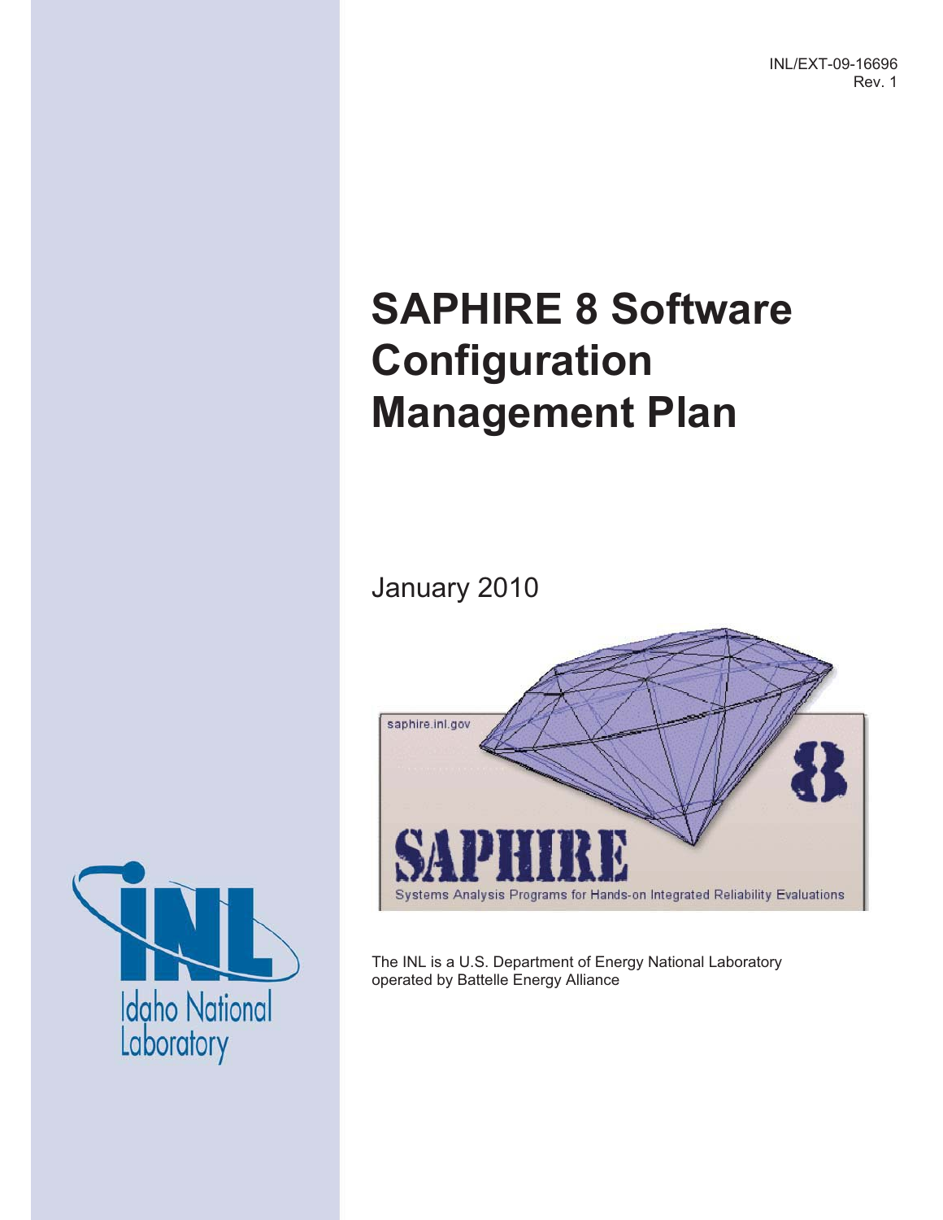INL/EXT-09-16696
Rev. 1

# SAPHIRE 8 Software Configuration Management Plan

January 2010

The INL is a U.S. Department of Energy National Laboratory operated by Battelle Energy Alliance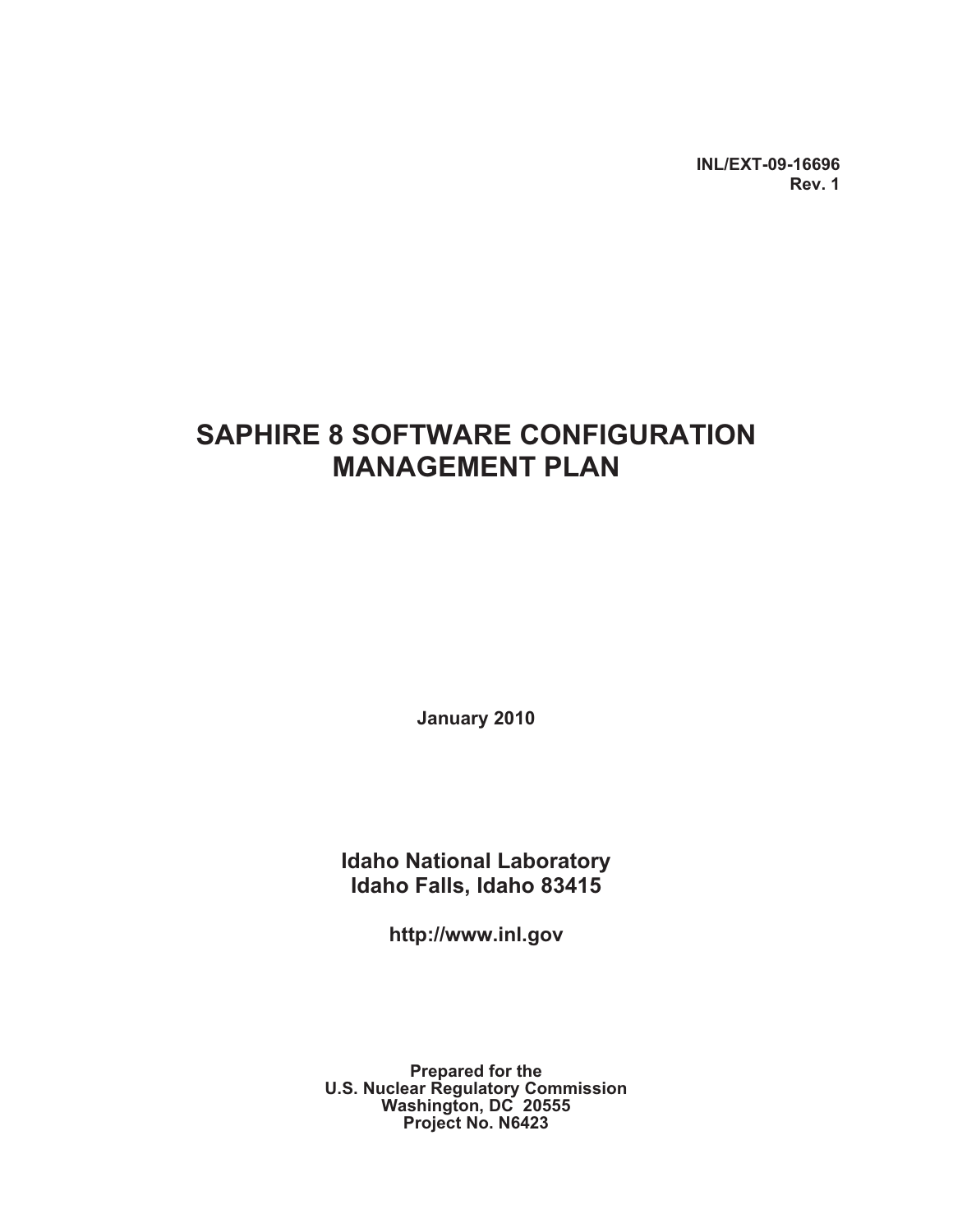INL/EXT-09-16696
Rev. 1

# SAPHIRE 8 SOFTWARE CONFIGURATION MANAGEMENT PLAN

January 2010

**Idaho National Laboratory**
**Idaho Falls, Idaho 83415**

**http://www.inl.gov**

**Prepared for the**
**U.S. Nuclear Regulatory Commission**
**Washington, DC 20555**
**Project No. N6423**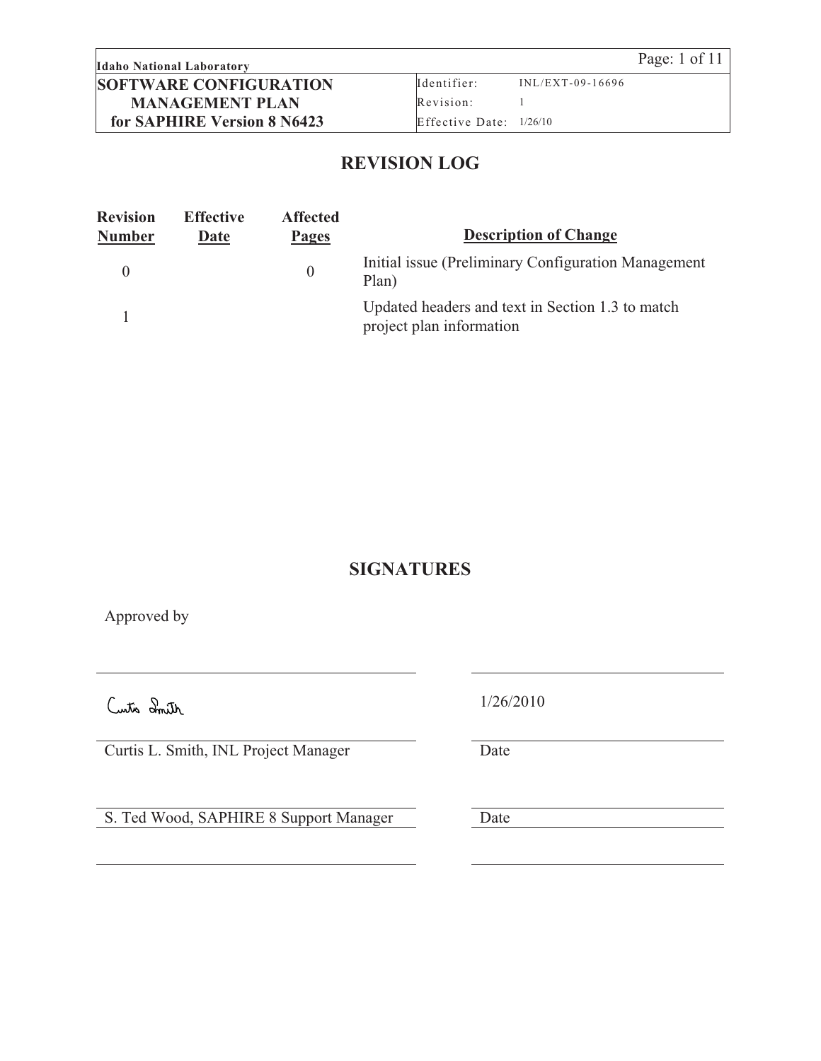| Idaho National Laboratory | | |
|---|---|---|
| **SOFTWARE CONFIGURATION MANAGEMENT PLAN for SAPHIRE Version 8 N6423** | Identifier: | INL/EXT-09-16696 |
| | Revision: | 1 |
| | Effective Date: | 1/26/10 |

## REVISION LOG

| Revision Number | Effective Date | Affected Pages | Description of Change |
|---|---|---|---|
| 0 | | 0 | Initial issue (Preliminary Configuration Management Plan) |
| 1 | | | Updated headers and text in Section 1.3 to match project plan information |

## SIGNATURES

Approved by

| | |
|---|---|
| Curtis Smith | 1/26/2010 |
| Curtis L. Smith, INL Project Manager | Date |
| | |
| S. Ted Wood, SAPHIRE 8 Support Manager | Date |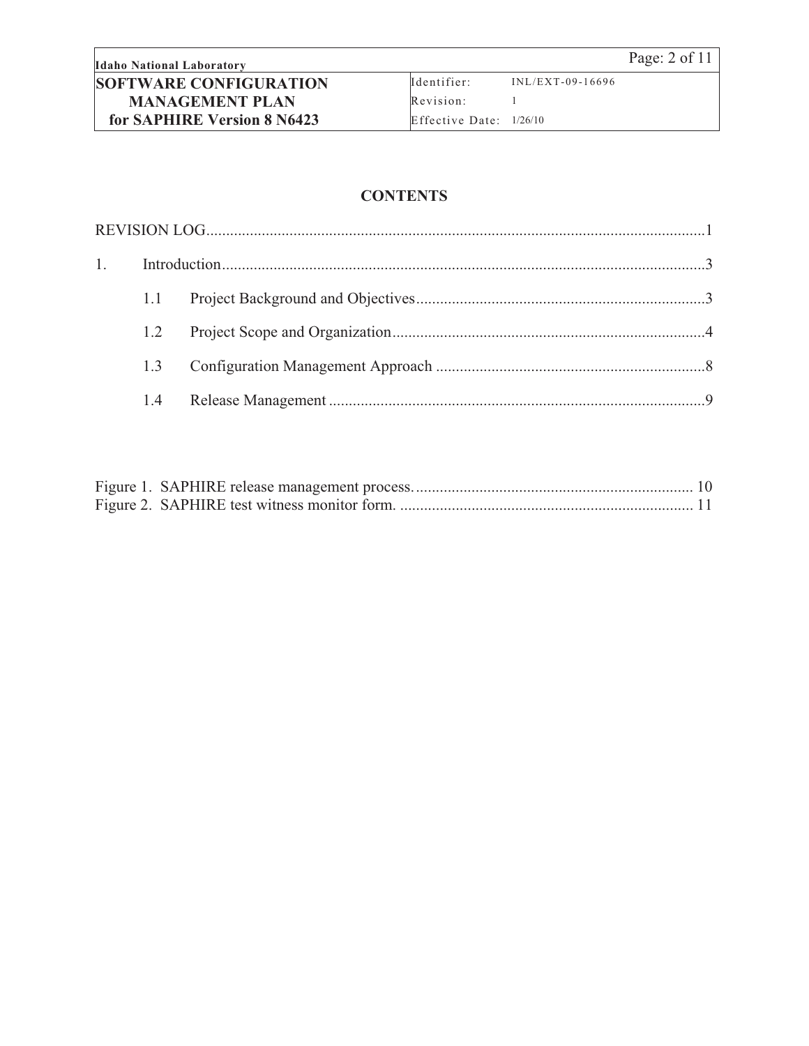## CONTENTS

REVISION LOG.............................................................................................................................1

1. Introduction.........................................................................................................................3

 1.1 Project Background and Objectives.........................................................................3

 1.2 Project Scope and Organization..............................................................................4

 1.3 Configuration Management Approach ....................................................................8

 1.4 Release Management ..............................................................................................9

Figure 1. SAPHIRE release management process...................................................................... 10

Figure 2. SAPHIRE test witness monitor form. .......................................................................... 11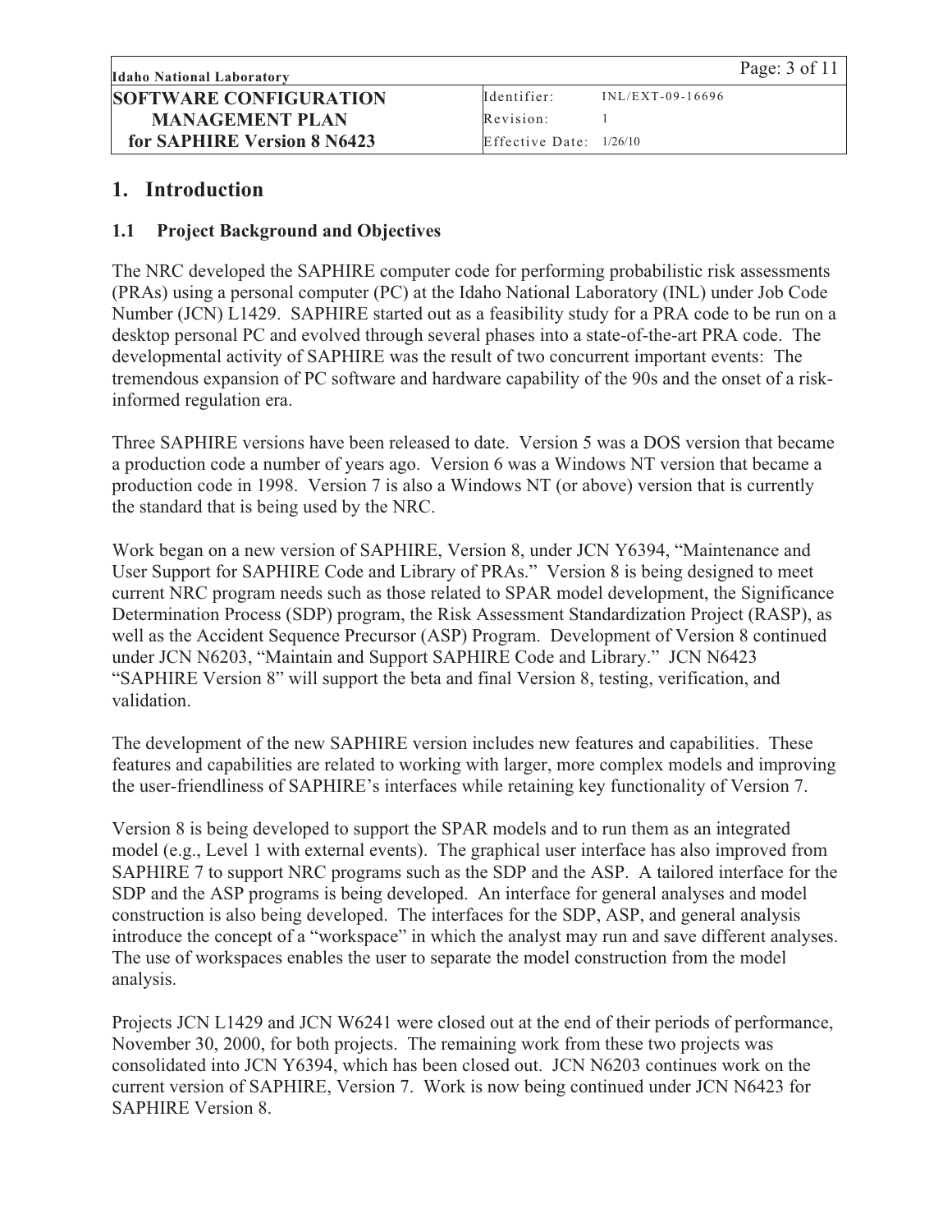# 1. Introduction

## 1.1 Project Background and Objectives

The NRC developed the SAPHIRE computer code for performing probabilistic risk assessments (PRAs) using a personal computer (PC) at the Idaho National Laboratory (INL) under Job Code Number (JCN) L1429. SAPHIRE started out as a feasibility study for a PRA code to be run on a desktop personal PC and evolved through several phases into a state-of-the-art PRA code. The developmental activity of SAPHIRE was the result of two concurrent important events: The tremendous expansion of PC software and hardware capability of the 90s and the onset of a risk-informed regulation era.

Three SAPHIRE versions have been released to date. Version 5 was a DOS version that became a production code a number of years ago. Version 6 was a Windows NT version that became a production code in 1998. Version 7 is also a Windows NT (or above) version that is currently the standard that is being used by the NRC.

Work began on a new version of SAPHIRE, Version 8, under JCN Y6394, "Maintenance and User Support for SAPHIRE Code and Library of PRAs." Version 8 is being designed to meet current NRC program needs such as those related to SPAR model development, the Significance Determination Process (SDP) program, the Risk Assessment Standardization Project (RASP), as well as the Accident Sequence Precursor (ASP) Program. Development of Version 8 continued under JCN N6203, "Maintain and Support SAPHIRE Code and Library." JCN N6423 "SAPHIRE Version 8" will support the beta and final Version 8, testing, verification, and validation.

The development of the new SAPHIRE version includes new features and capabilities. These features and capabilities are related to working with larger, more complex models and improving the user-friendliness of SAPHIRE's interfaces while retaining key functionality of Version 7.

Version 8 is being developed to support the SPAR models and to run them as an integrated model (e.g., Level 1 with external events). The graphical user interface has also improved from SAPHIRE 7 to support NRC programs such as the SDP and the ASP. A tailored interface for the SDP and the ASP programs is being developed. An interface for general analyses and model construction is also being developed. The interfaces for the SDP, ASP, and general analysis introduce the concept of a "workspace" in which the analyst may run and save different analyses. The use of workspaces enables the user to separate the model construction from the model analysis.

Projects JCN L1429 and JCN W6241 were closed out at the end of their periods of performance, November 30, 2000, for both projects. The remaining work from these two projects was consolidated into JCN Y6394, which has been closed out. JCN N6203 continues work on the current version of SAPHIRE, Version 7. Work is now being continued under JCN N6423 for SAPHIRE Version 8.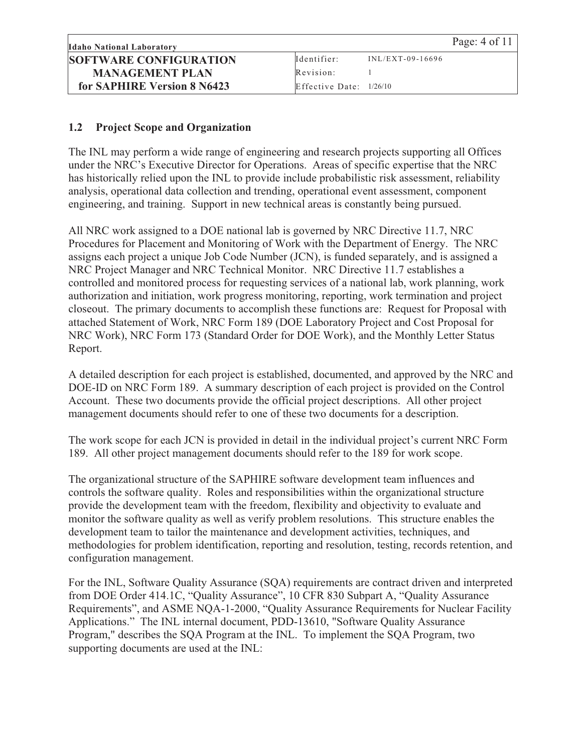## 1.2 Project Scope and Organization

The INL may perform a wide range of engineering and research projects supporting all Offices under the NRC's Executive Director for Operations. Areas of specific expertise that the NRC has historically relied upon the INL to provide include probabilistic risk assessment, reliability analysis, operational data collection and trending, operational event assessment, component engineering, and training. Support in new technical areas is constantly being pursued.

All NRC work assigned to a DOE national lab is governed by NRC Directive 11.7, NRC Procedures for Placement and Monitoring of Work with the Department of Energy. The NRC assigns each project a unique Job Code Number (JCN), is funded separately, and is assigned a NRC Project Manager and NRC Technical Monitor. NRC Directive 11.7 establishes a controlled and monitored process for requesting services of a national lab, work planning, work authorization and initiation, work progress monitoring, reporting, work termination and project closeout. The primary documents to accomplish these functions are: Request for Proposal with attached Statement of Work, NRC Form 189 (DOE Laboratory Project and Cost Proposal for NRC Work), NRC Form 173 (Standard Order for DOE Work), and the Monthly Letter Status Report.

A detailed description for each project is established, documented, and approved by the NRC and DOE-ID on NRC Form 189. A summary description of each project is provided on the Control Account. These two documents provide the official project descriptions. All other project management documents should refer to one of these two documents for a description.

The work scope for each JCN is provided in detail in the individual project's current NRC Form 189. All other project management documents should refer to the 189 for work scope.

The organizational structure of the SAPHIRE software development team influences and controls the software quality. Roles and responsibilities within the organizational structure provide the development team with the freedom, flexibility and objectivity to evaluate and monitor the software quality as well as verify problem resolutions. This structure enables the development team to tailor the maintenance and development activities, techniques, and methodologies for problem identification, reporting and resolution, testing, records retention, and configuration management.

For the INL, Software Quality Assurance (SQA) requirements are contract driven and interpreted from DOE Order 414.1C, "Quality Assurance", 10 CFR 830 Subpart A, "Quality Assurance Requirements", and ASME NQA-1-2000, "Quality Assurance Requirements for Nuclear Facility Applications." The INL internal document, PDD-13610, "Software Quality Assurance Program," describes the SQA Program at the INL. To implement the SQA Program, two supporting documents are used at the INL: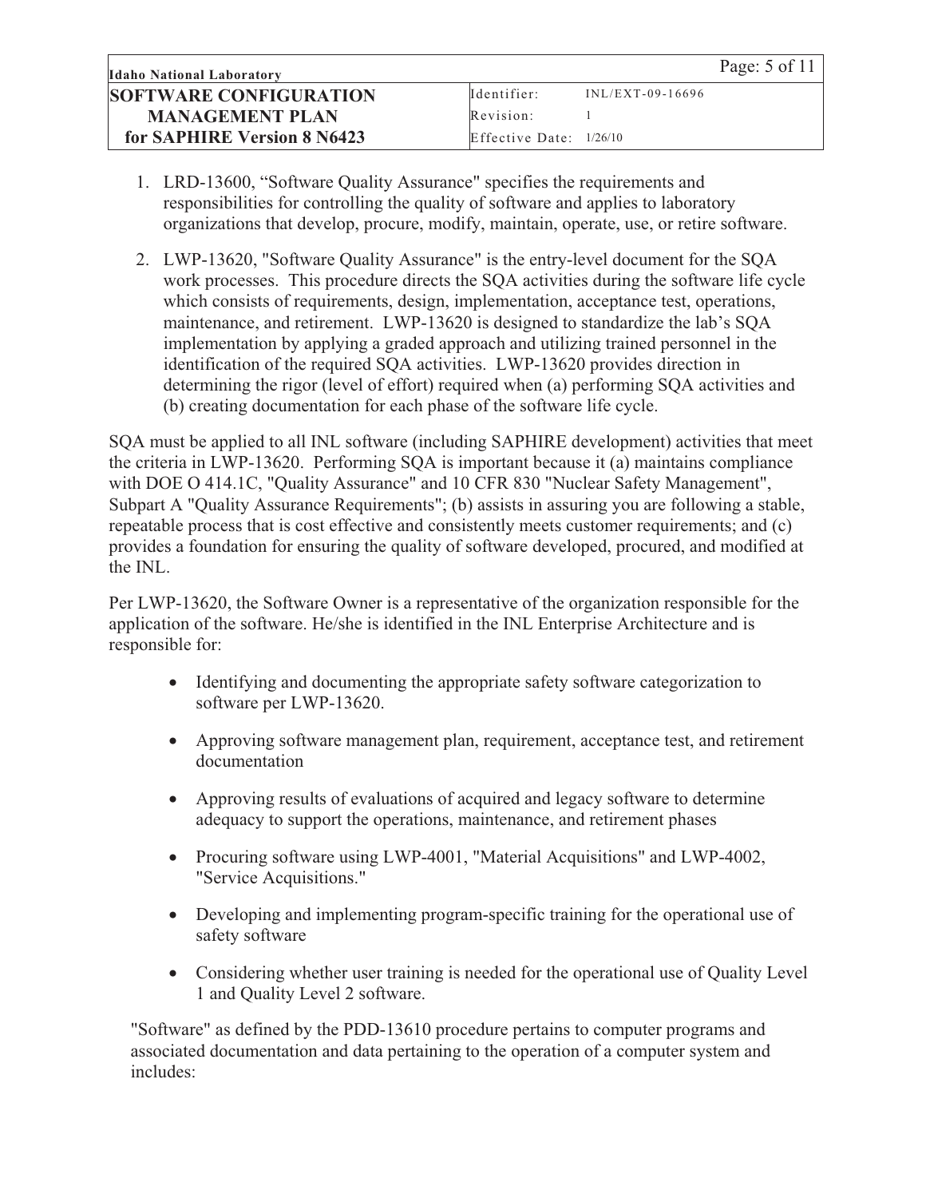1. LRD-13600, “Software Quality Assurance" specifies the requirements and responsibilities for controlling the quality of software and applies to laboratory organizations that develop, procure, modify, maintain, operate, use, or retire software.

2. LWP-13620, "Software Quality Assurance" is the entry-level document for the SQA work processes. This procedure directs the SQA activities during the software life cycle which consists of requirements, design, implementation, acceptance test, operations, maintenance, and retirement. LWP-13620 is designed to standardize the lab’s SQA implementation by applying a graded approach and utilizing trained personnel in the identification of the required SQA activities. LWP-13620 provides direction in determining the rigor (level of effort) required when (a) performing SQA activities and (b) creating documentation for each phase of the software life cycle.

SQA must be applied to all INL software (including SAPHIRE development) activities that meet the criteria in LWP-13620. Performing SQA is important because it (a) maintains compliance with DOE O 414.1C, "Quality Assurance" and 10 CFR 830 "Nuclear Safety Management", Subpart A "Quality Assurance Requirements"; (b) assists in assuring you are following a stable, repeatable process that is cost effective and consistently meets customer requirements; and (c) provides a foundation for ensuring the quality of software developed, procured, and modified at the INL.

Per LWP-13620, the Software Owner is a representative of the organization responsible for the application of the software. He/she is identified in the INL Enterprise Architecture and is responsible for:

- Identifying and documenting the appropriate safety software categorization to software per LWP-13620.
- Approving software management plan, requirement, acceptance test, and retirement documentation
- Approving results of evaluations of acquired and legacy software to determine adequacy to support the operations, maintenance, and retirement phases
- Procuring software using LWP-4001, "Material Acquisitions" and LWP-4002, "Service Acquisitions."
- Developing and implementing program-specific training for the operational use of safety software
- Considering whether user training is needed for the operational use of Quality Level 1 and Quality Level 2 software.

"Software" as defined by the PDD-13610 procedure pertains to computer programs and associated documentation and data pertaining to the operation of a computer system and includes: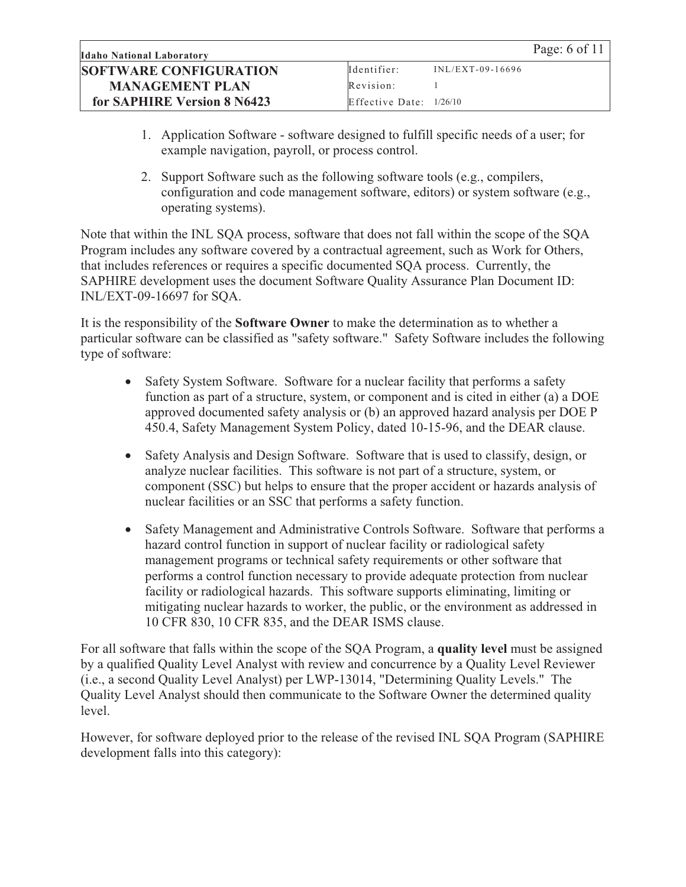1. Application Software - software designed to fulfill specific needs of a user; for example navigation, payroll, or process control.

2. Support Software such as the following software tools (e.g., compilers, configuration and code management software, editors) or system software (e.g., operating systems).

Note that within the INL SQA process, software that does not fall within the scope of the SQA Program includes any software covered by a contractual agreement, such as Work for Others, that includes references or requires a specific documented SQA process. Currently, the SAPHIRE development uses the document Software Quality Assurance Plan Document ID: INL/EXT-09-16697 for SQA.

It is the responsibility of the **Software Owner** to make the determination as to whether a particular software can be classified as "safety software." Safety Software includes the following type of software:

- Safety System Software. Software for a nuclear facility that performs a safety function as part of a structure, system, or component and is cited in either (a) a DOE approved documented safety analysis or (b) an approved hazard analysis per DOE P 450.4, Safety Management System Policy, dated 10-15-96, and the DEAR clause.

- Safety Analysis and Design Software. Software that is used to classify, design, or analyze nuclear facilities. This software is not part of a structure, system, or component (SSC) but helps to ensure that the proper accident or hazards analysis of nuclear facilities or an SSC that performs a safety function.

- Safety Management and Administrative Controls Software. Software that performs a hazard control function in support of nuclear facility or radiological safety management programs or technical safety requirements or other software that performs a control function necessary to provide adequate protection from nuclear facility or radiological hazards. This software supports eliminating, limiting or mitigating nuclear hazards to worker, the public, or the environment as addressed in 10 CFR 830, 10 CFR 835, and the DEAR ISMS clause.

For all software that falls within the scope of the SQA Program, a **quality level** must be assigned by a qualified Quality Level Analyst with review and concurrence by a Quality Level Reviewer (i.e., a second Quality Level Analyst) per LWP-13014, "Determining Quality Levels." The Quality Level Analyst should then communicate to the Software Owner the determined quality level.

However, for software deployed prior to the release of the revised INL SQA Program (SAPHIRE development falls into this category):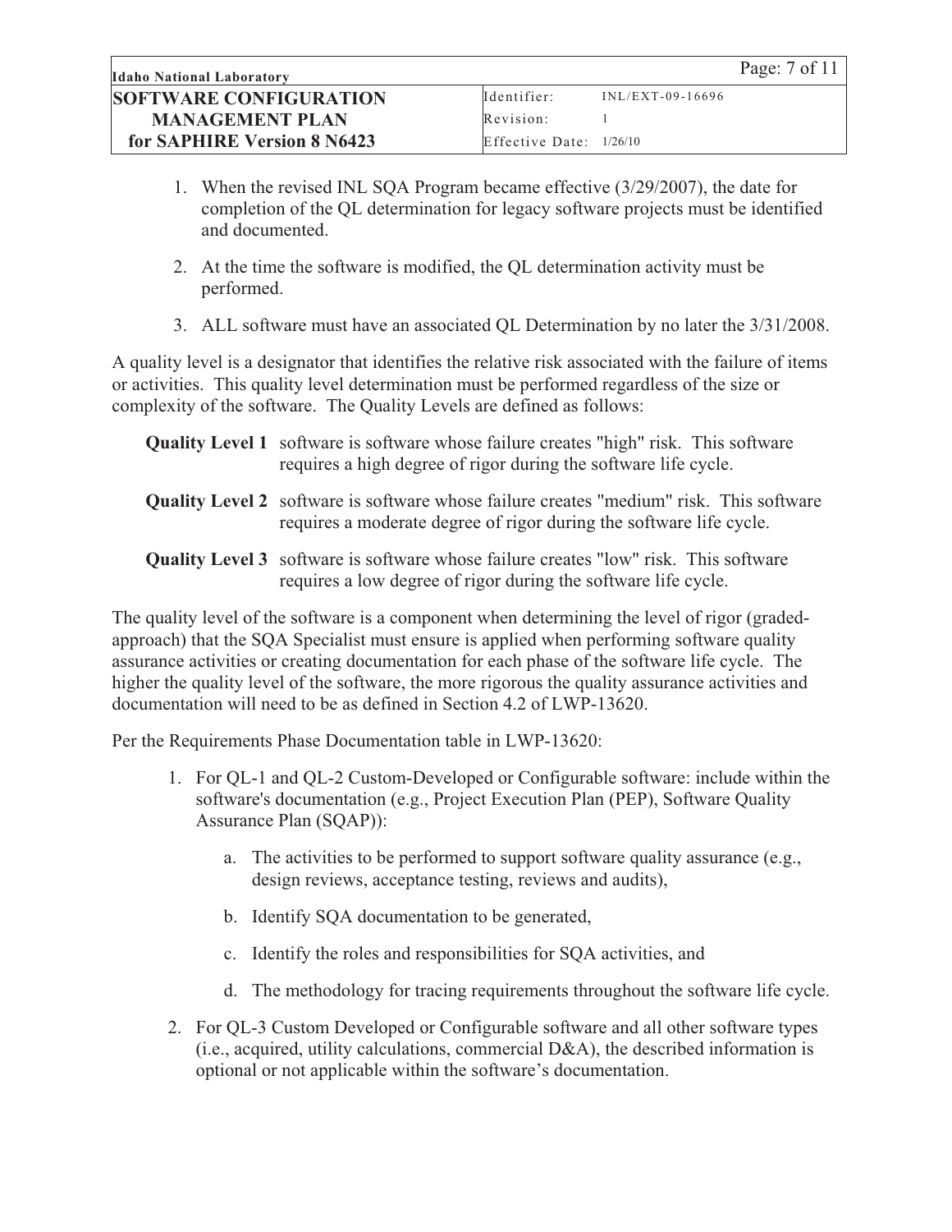1. When the revised INL SQA Program became effective (3/29/2007), the date for completion of the QL determination for legacy software projects must be identified and documented.

2. At the time the software is modified, the QL determination activity must be performed.

3. ALL software must have an associated QL Determination by no later the 3/31/2008.

A quality level is a designator that identifies the relative risk associated with the failure of items or activities. This quality level determination must be performed regardless of the size or complexity of the software. The Quality Levels are defined as follows:

**Quality Level 1** software is software whose failure creates "high" risk. This software requires a high degree of rigor during the software life cycle.

**Quality Level 2** software is software whose failure creates "medium" risk. This software requires a moderate degree of rigor during the software life cycle.

**Quality Level 3** software is software whose failure creates "low" risk. This software requires a low degree of rigor during the software life cycle.

The quality level of the software is a component when determining the level of rigor (graded-approach) that the SQA Specialist must ensure is applied when performing software quality assurance activities or creating documentation for each phase of the software life cycle. The higher the quality level of the software, the more rigorous the quality assurance activities and documentation will need to be as defined in Section 4.2 of LWP-13620.

Per the Requirements Phase Documentation table in LWP-13620:

1. For QL-1 and QL-2 Custom-Developed or Configurable software: include within the software's documentation (e.g., Project Execution Plan (PEP), Software Quality Assurance Plan (SQAP)):

   a. The activities to be performed to support software quality assurance (e.g., design reviews, acceptance testing, reviews and audits),

   b. Identify SQA documentation to be generated,

   c. Identify the roles and responsibilities for SQA activities, and

   d. The methodology for tracing requirements throughout the software life cycle.

2. For QL-3 Custom Developed or Configurable software and all other software types (i.e., acquired, utility calculations, commercial D&A), the described information is optional or not applicable within the software's documentation.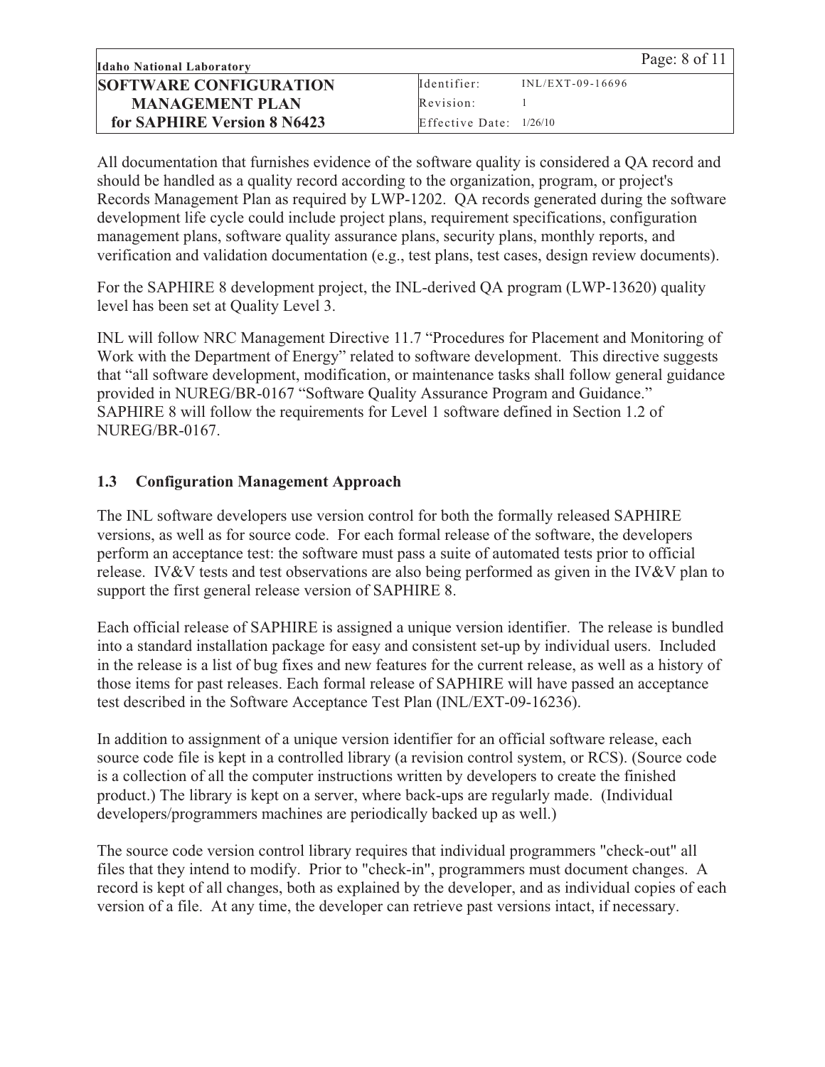All documentation that furnishes evidence of the software quality is considered a QA record and should be handled as a quality record according to the organization, program, or project's Records Management Plan as required by LWP-1202. QA records generated during the software development life cycle could include project plans, requirement specifications, configuration management plans, software quality assurance plans, security plans, monthly reports, and verification and validation documentation (e.g., test plans, test cases, design review documents).

For the SAPHIRE 8 development project, the INL-derived QA program (LWP-13620) quality level has been set at Quality Level 3.

INL will follow NRC Management Directive 11.7 "Procedures for Placement and Monitoring of Work with the Department of Energy" related to software development. This directive suggests that "all software development, modification, or maintenance tasks shall follow general guidance provided in NUREG/BR-0167 "Software Quality Assurance Program and Guidance." SAPHIRE 8 will follow the requirements for Level 1 software defined in Section 1.2 of NUREG/BR-0167.

### 1.3 Configuration Management Approach

The INL software developers use version control for both the formally released SAPHIRE versions, as well as for source code. For each formal release of the software, the developers perform an acceptance test: the software must pass a suite of automated tests prior to official release. IV&V tests and test observations are also being performed as given in the IV&V plan to support the first general release version of SAPHIRE 8.

Each official release of SAPHIRE is assigned a unique version identifier. The release is bundled into a standard installation package for easy and consistent set-up by individual users. Included in the release is a list of bug fixes and new features for the current release, as well as a history of those items for past releases. Each formal release of SAPHIRE will have passed an acceptance test described in the Software Acceptance Test Plan (INL/EXT-09-16236).

In addition to assignment of a unique version identifier for an official software release, each source code file is kept in a controlled library (a revision control system, or RCS). (Source code is a collection of all the computer instructions written by developers to create the finished product.) The library is kept on a server, where back-ups are regularly made. (Individual developers/programmers machines are periodically backed up as well.)

The source code version control library requires that individual programmers "check-out" all files that they intend to modify. Prior to "check-in", programmers must document changes. A record is kept of all changes, both as explained by the developer, and as individual copies of each version of a file. At any time, the developer can retrieve past versions intact, if necessary.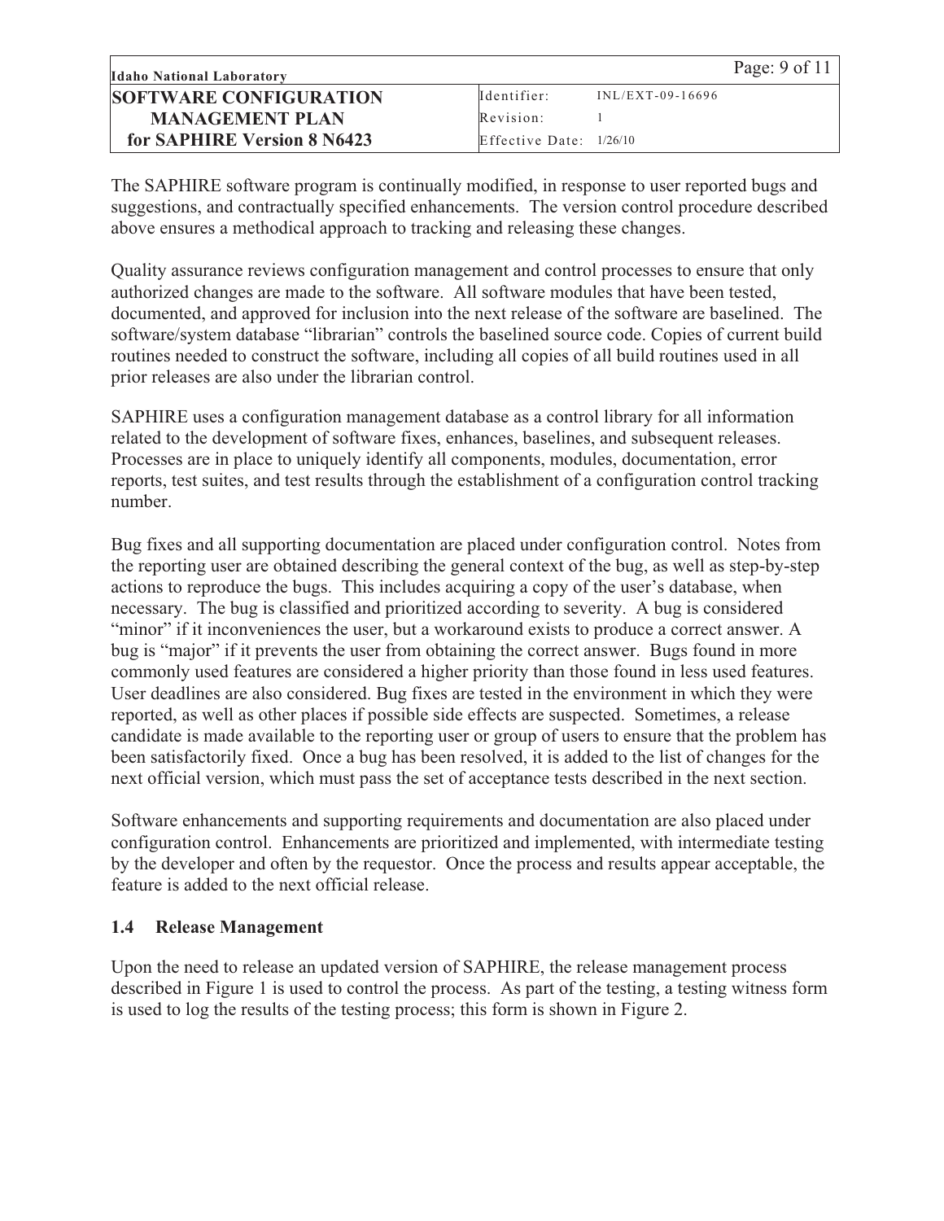The SAPHIRE software program is continually modified, in response to user reported bugs and suggestions, and contractually specified enhancements. The version control procedure described above ensures a methodical approach to tracking and releasing these changes.

Quality assurance reviews configuration management and control processes to ensure that only authorized changes are made to the software. All software modules that have been tested, documented, and approved for inclusion into the next release of the software are baselined. The software/system database "librarian" controls the baselined source code. Copies of current build routines needed to construct the software, including all copies of all build routines used in all prior releases are also under the librarian control.

SAPHIRE uses a configuration management database as a control library for all information related to the development of software fixes, enhances, baselines, and subsequent releases. Processes are in place to uniquely identify all components, modules, documentation, error reports, test suites, and test results through the establishment of a configuration control tracking number.

Bug fixes and all supporting documentation are placed under configuration control. Notes from the reporting user are obtained describing the general context of the bug, as well as step-by-step actions to reproduce the bugs. This includes acquiring a copy of the user's database, when necessary. The bug is classified and prioritized according to severity. A bug is considered "minor" if it inconveniences the user, but a workaround exists to produce a correct answer. A bug is "major" if it prevents the user from obtaining the correct answer. Bugs found in more commonly used features are considered a higher priority than those found in less used features. User deadlines are also considered. Bug fixes are tested in the environment in which they were reported, as well as other places if possible side effects are suspected. Sometimes, a release candidate is made available to the reporting user or group of users to ensure that the problem has been satisfactorily fixed. Once a bug has been resolved, it is added to the list of changes for the next official version, which must pass the set of acceptance tests described in the next section.

Software enhancements and supporting requirements and documentation are also placed under configuration control. Enhancements are prioritized and implemented, with intermediate testing by the developer and often by the requestor. Once the process and results appear acceptable, the feature is added to the next official release.

### 1.4 Release Management

Upon the need to release an updated version of SAPHIRE, the release management process described in Figure 1 is used to control the process. As part of the testing, a testing witness form is used to log the results of the testing process; this form is shown in Figure 2.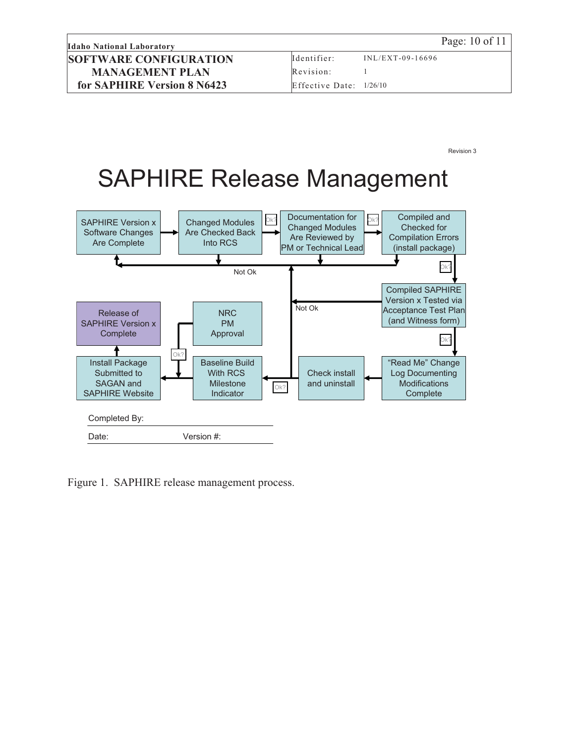Revision 3

# SAPHIRE Release Management

SAPHIRE Version x Software Changes Are Complete

Changed Modules Are Checked Back Into RCS

Ok?

Documentation for Changed Modules Are Reviewed by PM or Technical Lead

Ok?

Compiled and Checked for Compilation Errors (install package)

Not Ok

Ok?

Compiled SAPHIRE Version x Tested via Acceptance Test Plan (and Witness form)

Not Ok

Ok?

"Read Me" Change Log Documenting Modifications Complete

Check install and uninstall

Ok?

Baseline Build With RCS Milestone Indicator

NRC PM Approval

Ok?

Install Package Submitted to SAGAN and SAPHIRE Website

Release of SAPHIRE Version x Complete

Completed By:

Date: Version #:

Figure 1. SAPHIRE release management process.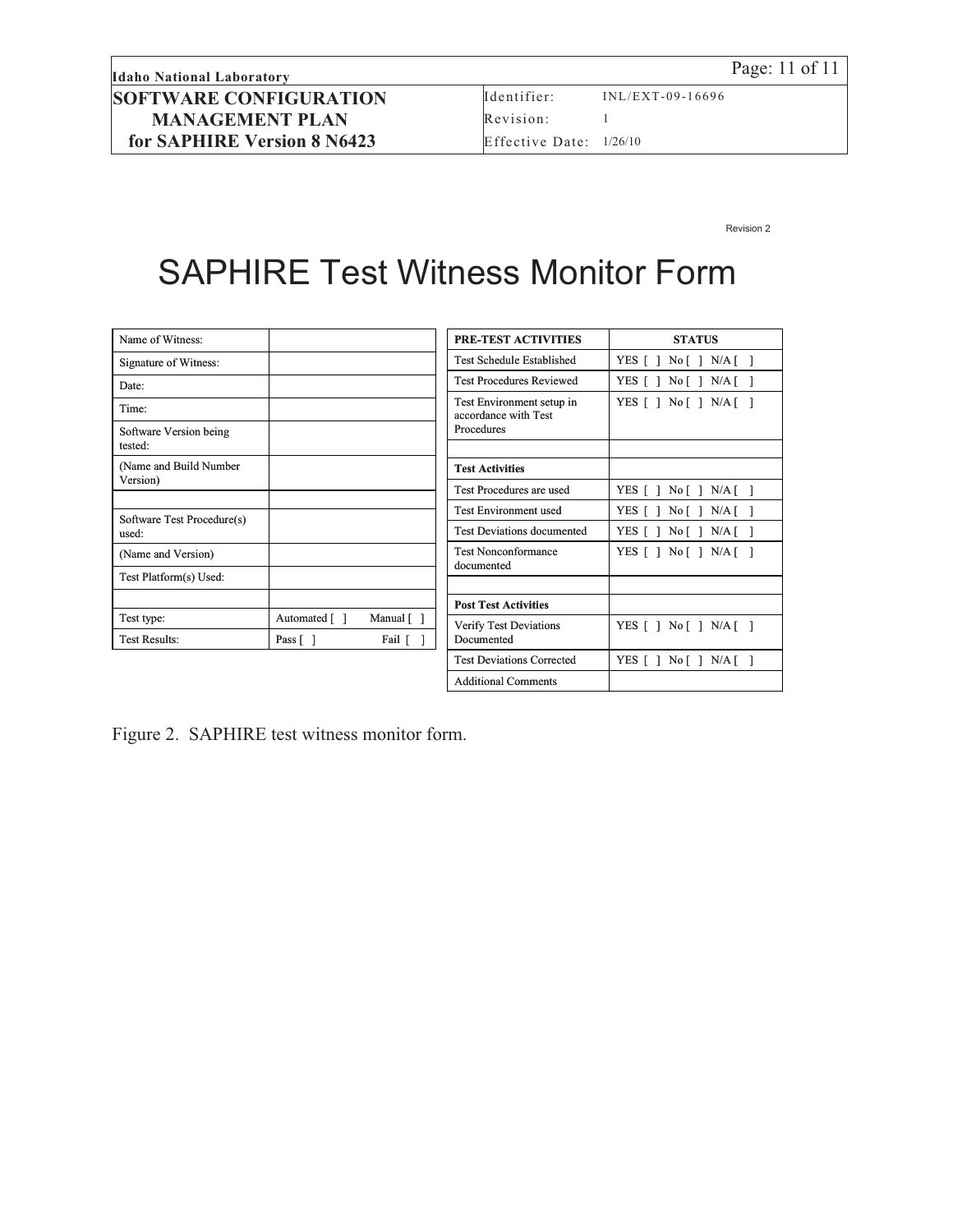Revision 2

# SAPHIRE Test Witness Monitor Form

| | |
|---|---|
| Name of Witness: | |
| Signature of Witness: | |
| Date: | |
| Time: | |
| Software Version being tested: | |
| (Name and Build Number Version) | |
| | |
| Software Test Procedure(s) used: | |
| (Name and Version) | |
| Test Platform(s) Used: | |
| | |
| Test type: | Automated [ ] Manual [ ] |
| Test Results: | Pass [ ] Fail [ ] |

| PRE-TEST ACTIVITIES | STATUS |
|---|---|
| Test Schedule Established | YES [ ] No [ ] N/A [ ] |
| Test Procedures Reviewed | YES [ ] No [ ] N/A [ ] |
| Test Environment setup in accordance with Test Procedures | YES [ ] No [ ] N/A [ ] |
| | |
| **Test Activities** | |
| Test Procedures are used | YES [ ] No [ ] N/A [ ] |
| Test Environment used | YES [ ] No [ ] N/A [ ] |
| Test Deviations documented | YES [ ] No [ ] N/A [ ] |
| Test Nonconformance documented | YES [ ] No [ ] N/A [ ] |
| | |
| **Post Test Activities** | |
| Verify Test Deviations Documented | YES [ ] No [ ] N/A [ ] |
| Test Deviations Corrected | YES [ ] No [ ] N/A [ ] |
| Additional Comments | |

Figure 2. SAPHIRE test witness monitor form.